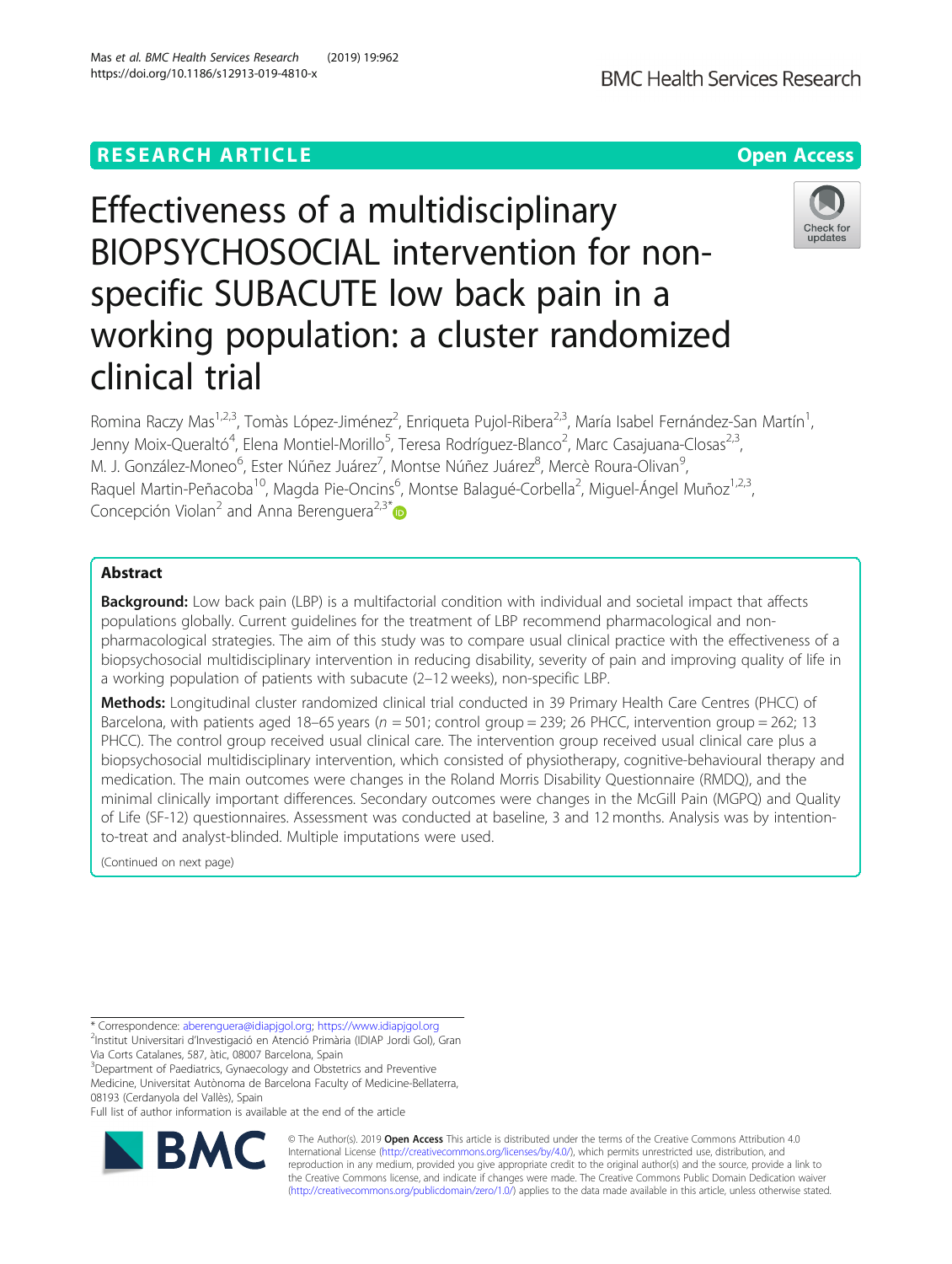RESEARCH ARTICLE

Open Access

# Effectiveness of a multidisciplinary BIOPSYCHOSOCIAL intervention for non-specific SUBACUTE low back pain in a working population: a cluster randomized clinical trial

Romina Raczy Mas[1,2,3], Tomàs López-Jiménez[2], Enriqueta Pujol-Ribera[2,3], María Isabel Fernández-San Martín[1], Jenny Moix-Queraltó[4], Elena Montiel-Morillo[5], Teresa Rodríguez-Blanco[2], Marc Casajuana-Closas[2,3], M. J. González-Moneo[6], Ester Núñez Juárez[7], Montse Núñez Juárez[8], Mercè Roura-Olivan[9], Raquel Martin-Peñacoba[10], Magda Pie-Oncins[6], Montse Balagué-Corbella[2], Miguel-Ángel Muñoz[1,2,3], Concepción Violan[2] and Anna Berenguera[2,3*]

## Abstract

**Background:** Low back pain (LBP) is a multifactorial condition with individual and societal impact that affects populations globally. Current guidelines for the treatment of LBP recommend pharmacological and non-pharmacological strategies. The aim of this study was to compare usual clinical practice with the effectiveness of a biopsychosocial multidisciplinary intervention in reducing disability, severity of pain and improving quality of life in a working population of patients with subacute (2–12 weeks), non-specific LBP.

**Methods:** Longitudinal cluster randomized clinical trial conducted in 39 Primary Health Care Centres (PHCC) of Barcelona, with patients aged 18–65 years ($n = 501$; control group = 239; 26 PHCC, intervention group = 262; 13 PHCC). The control group received usual clinical care. The intervention group received usual clinical care plus a biopsychosocial multidisciplinary intervention, which consisted of physiotherapy, cognitive-behavioural therapy and medication. The main outcomes were changes in the Roland Morris Disability Questionnaire (RMDQ), and the minimal clinically important differences. Secondary outcomes were changes in the McGill Pain (MGPQ) and Quality of Life (SF-12) questionnaires. Assessment was conducted at baseline, 3 and 12 months. Analysis was by intention-to-treat and analyst-blinded. Multiple imputations were used.

(Continued on next page)

* Correspondence: aberenguera@idiapjgol.org; https://www.idiapjgol.org
[2]Institut Universitari d'Investigació en Atenció Primària (IDIAP Jordi Gol), Gran Via Corts Catalanes, 587, àtic, 08007 Barcelona, Spain
[3]Department of Paediatrics, Gynaecology and Obstetrics and Preventive Medicine, Universitat Autònoma de Barcelona Faculty of Medicine-Bellaterra, 08193 (Cerdanyola del Vallès), Spain
Full list of author information is available at the end of the article

© The Author(s). 2019 **Open Access** This article is distributed under the terms of the Creative Commons Attribution 4.0 International License (http://creativecommons.org/licenses/by/4.0/), which permits unrestricted use, distribution, and reproduction in any medium, provided you give appropriate credit to the original author(s) and the source, provide a link to the Creative Commons license, and indicate if changes were made. The Creative Commons Public Domain Dedication waiver (http://creativecommons.org/publicdomain/zero/1.0/) applies to the data made available in this article, unless otherwise stated.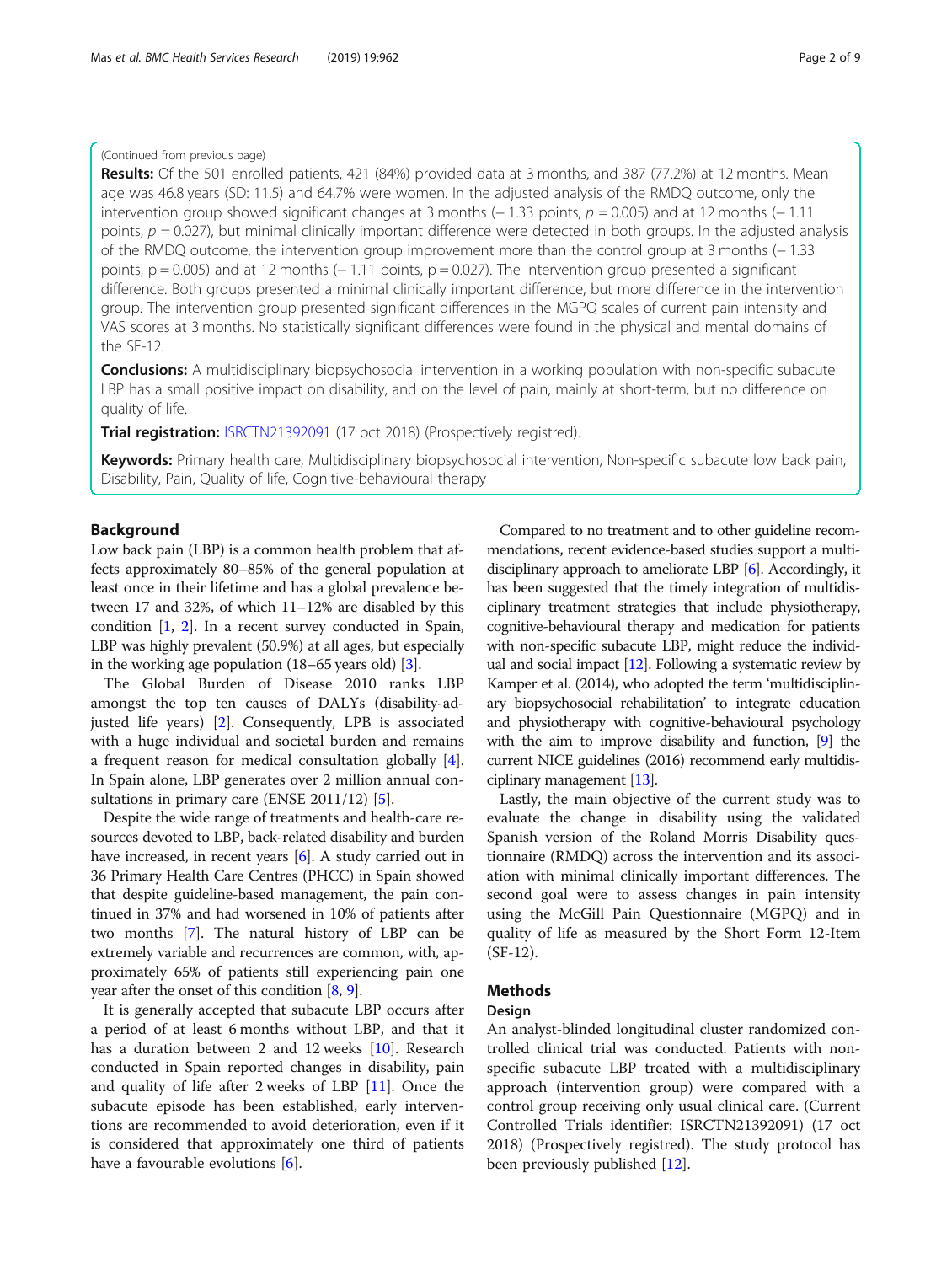(Continued from previous page)

**Results:** Of the 501 enrolled patients, 421 (84%) provided data at 3 months, and 387 (77.2%) at 12 months. Mean age was 46.8 years (SD: 11.5) and 64.7% were women. In the adjusted analysis of the RMDQ outcome, only the intervention group showed significant changes at 3 months (− 1.33 points, $p = 0.005$) and at 12 months (− 1.11 points, $p = 0.027$), but minimal clinically important difference were detected in both groups. In the adjusted analysis of the RMDQ outcome, the intervention group improvement more than the control group at 3 months (− 1.33 points, $p = 0.005$) and at 12 months (− 1.11 points, $p = 0.027$). The intervention group presented a significant difference. Both groups presented a minimal clinically important difference, but more difference in the intervention group. The intervention group presented significant differences in the MGPQ scales of current pain intensity and VAS scores at 3 months. No statistically significant differences were found in the physical and mental domains of the SF-12.

**Conclusions:** A multidisciplinary biopsychosocial intervention in a working population with non-specific subacute LBP has a small positive impact on disability, and on the level of pain, mainly at short-term, but no difference on quality of life.

**Trial registration:** ISRCTN21392091 (17 oct 2018) (Prospectively registred).

**Keywords:** Primary health care, Multidisciplinary biopsychosocial intervention, Non-specific subacute low back pain, Disability, Pain, Quality of life, Cognitive-behavioural therapy

## Background

Low back pain (LBP) is a common health problem that affects approximately 80–85% of the general population at least once in their lifetime and has a global prevalence between 17 and 32%, of which 11–12% are disabled by this condition [1, 2]. In a recent survey conducted in Spain, LBP was highly prevalent (50.9%) at all ages, but especially in the working age population (18–65 years old) [3].

The Global Burden of Disease 2010 ranks LBP amongst the top ten causes of DALYs (disability-adjusted life years) [2]. Consequently, LPB is associated with a huge individual and societal burden and remains a frequent reason for medical consultation globally [4]. In Spain alone, LBP generates over 2 million annual consultations in primary care (ENSE 2011/12) [5].

Despite the wide range of treatments and health-care resources devoted to LBP, back-related disability and burden have increased, in recent years [6]. A study carried out in 36 Primary Health Care Centres (PHCC) in Spain showed that despite guideline-based management, the pain continued in 37% and had worsened in 10% of patients after two months [7]. The natural history of LBP can be extremely variable and recurrences are common, with, approximately 65% of patients still experiencing pain one year after the onset of this condition [8, 9].

It is generally accepted that subacute LBP occurs after a period of at least 6 months without LBP, and that it has a duration between 2 and 12 weeks [10]. Research conducted in Spain reported changes in disability, pain and quality of life after 2 weeks of LBP [11]. Once the subacute episode has been established, early interventions are recommended to avoid deterioration, even if it is considered that approximately one third of patients have a favourable evolutions [6].

Compared to no treatment and to other guideline recommendations, recent evidence-based studies support a multidisciplinary approach to ameliorate LBP [6]. Accordingly, it has been suggested that the timely integration of multidisciplinary treatment strategies that include physiotherapy, cognitive-behavioural therapy and medication for patients with non-specific subacute LBP, might reduce the individual and social impact [12]. Following a systematic review by Kamper et al. (2014), who adopted the term 'multidisciplinary biopsychosocial rehabilitation' to integrate education and physiotherapy with cognitive-behavioural psychology with the aim to improve disability and function, [9] the current NICE guidelines (2016) recommend early multidisciplinary management [13].

Lastly, the main objective of the current study was to evaluate the change in disability using the validated Spanish version of the Roland Morris Disability questionnaire (RMDQ) across the intervention and its association with minimal clinically important differences. The second goal were to assess changes in pain intensity using the McGill Pain Questionnaire (MGPQ) and in quality of life as measured by the Short Form 12-Item (SF-12).

## Methods

### Design

An analyst-blinded longitudinal cluster randomized controlled clinical trial was conducted. Patients with non-specific subacute LBP treated with a multidisciplinary approach (intervention group) were compared with a control group receiving only usual clinical care. (Current Controlled Trials identifier: ISRCTN21392091) (17 oct 2018) (Prospectively registred). The study protocol has been previously published [12].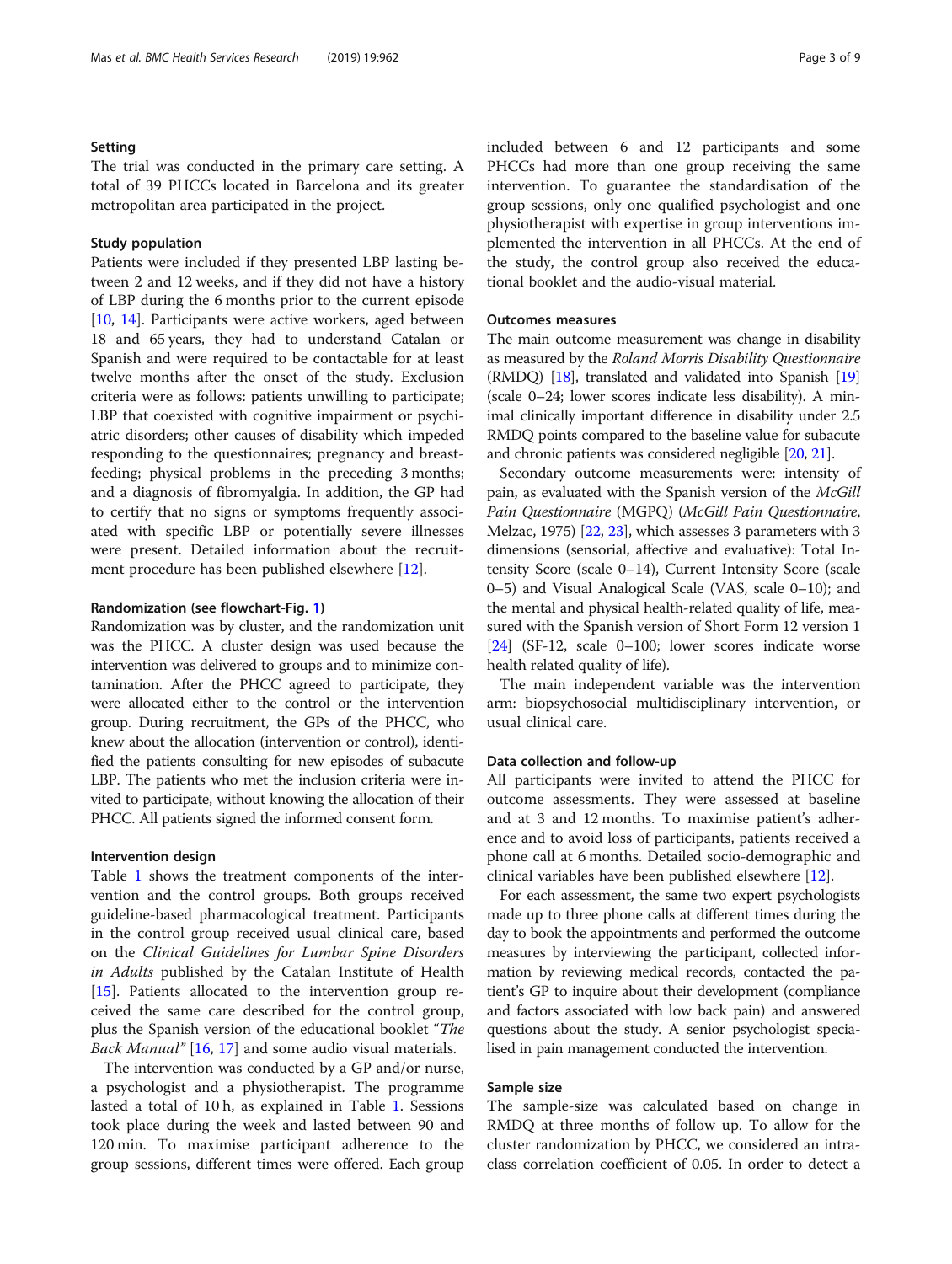### Setting

The trial was conducted in the primary care setting. A total of 39 PHCCs located in Barcelona and its greater metropolitan area participated in the project.

### Study population

Patients were included if they presented LBP lasting between 2 and 12 weeks, and if they did not have a history of LBP during the 6 months prior to the current episode [10, 14]. Participants were active workers, aged between 18 and 65 years, they had to understand Catalan or Spanish and were required to be contactable for at least twelve months after the onset of the study. Exclusion criteria were as follows: patients unwilling to participate; LBP that coexisted with cognitive impairment or psychiatric disorders; other causes of disability which impeded responding to the questionnaires; pregnancy and breastfeeding; physical problems in the preceding 3 months; and a diagnosis of fibromyalgia. In addition, the GP had to certify that no signs or symptoms frequently associated with specific LBP or potentially severe illnesses were present. Detailed information about the recruitment procedure has been published elsewhere [12].

### Randomization (see flowchart-Fig. 1)

Randomization was by cluster, and the randomization unit was the PHCC. A cluster design was used because the intervention was delivered to groups and to minimize contamination. After the PHCC agreed to participate, they were allocated either to the control or the intervention group. During recruitment, the GPs of the PHCC, who knew about the allocation (intervention or control), identified the patients consulting for new episodes of subacute LBP. The patients who met the inclusion criteria were invited to participate, without knowing the allocation of their PHCC. All patients signed the informed consent form.

### Intervention design

Table 1 shows the treatment components of the intervention and the control groups. Both groups received guideline-based pharmacological treatment. Participants in the control group received usual clinical care, based on the *Clinical Guidelines for Lumbar Spine Disorders in Adults* published by the Catalan Institute of Health [15]. Patients allocated to the intervention group received the same care described for the control group, plus the Spanish version of the educational booklet "*The Back Manual*" [16, 17] and some audio visual materials.

The intervention was conducted by a GP and/or nurse, a psychologist and a physiotherapist. The programme lasted a total of 10 h, as explained in Table 1. Sessions took place during the week and lasted between 90 and 120 min. To maximise participant adherence to the group sessions, different times were offered. Each group included between 6 and 12 participants and some PHCCs had more than one group receiving the same intervention. To guarantee the standardisation of the group sessions, only one qualified psychologist and one physiotherapist with expertise in group interventions implemented the intervention in all PHCCs. At the end of the study, the control group also received the educational booklet and the audio-visual material.

### Outcomes measures

The main outcome measurement was change in disability as measured by the *Roland Morris Disability Questionnaire* (RMDQ) [18], translated and validated into Spanish [19] (scale 0–24; lower scores indicate less disability). A minimal clinically important difference in disability under 2.5 RMDQ points compared to the baseline value for subacute and chronic patients was considered negligible [20, 21].

Secondary outcome measurements were: intensity of pain, as evaluated with the Spanish version of the *McGill Pain Questionnaire* (MGPQ) (*McGill Pain Questionnaire*, Melzac, 1975) [22, 23], which assesses 3 parameters with 3 dimensions (sensorial, affective and evaluative): Total Intensity Score (scale 0–14), Current Intensity Score (scale 0–5) and Visual Analogical Scale (VAS, scale 0–10); and the mental and physical health-related quality of life, measured with the Spanish version of Short Form 12 version 1 [24] (SF-12, scale 0–100; lower scores indicate worse health related quality of life).

The main independent variable was the intervention arm: biopsychosocial multidisciplinary intervention, or usual clinical care.

### Data collection and follow-up

All participants were invited to attend the PHCC for outcome assessments. They were assessed at baseline and at 3 and 12 months. To maximise patient's adherence and to avoid loss of participants, patients received a phone call at 6 months. Detailed socio-demographic and clinical variables have been published elsewhere [12].

For each assessment, the same two expert psychologists made up to three phone calls at different times during the day to book the appointments and performed the outcome measures by interviewing the participant, collected information by reviewing medical records, contacted the patient's GP to inquire about their development (compliance and factors associated with low back pain) and answered questions about the study. A senior psychologist specialised in pain management conducted the intervention.

### Sample size

The sample-size was calculated based on change in RMDQ at three months of follow up. To allow for the cluster randomization by PHCC, we considered an intraclass correlation coefficient of 0.05. In order to detect a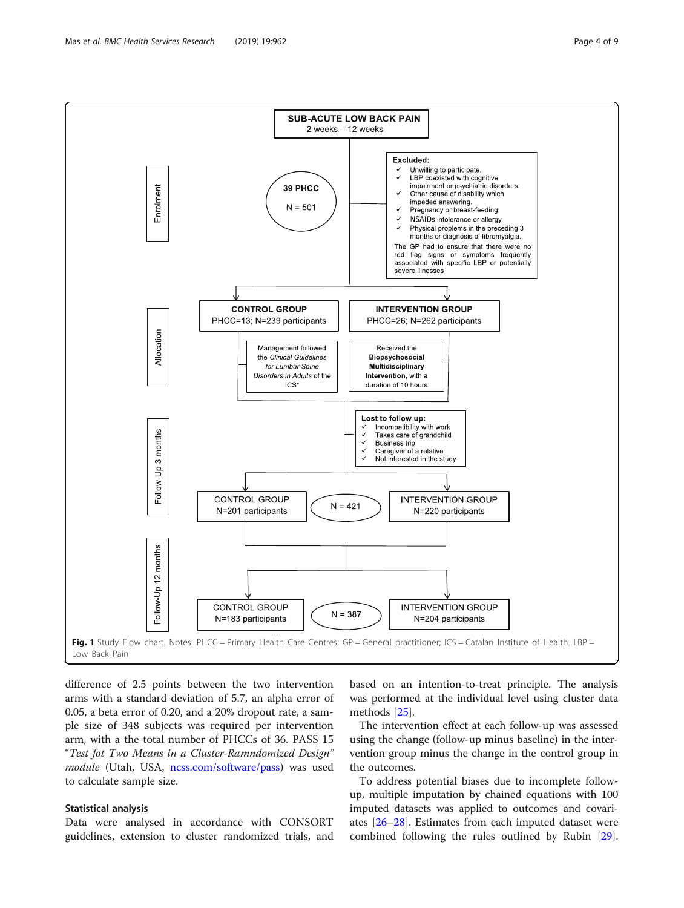**SUB-ACUTE LOW BACK PAIN**
2 weeks – 12 weeks

**Enrolment**

39 PHCC
N = 501

**Excluded:**
- ✓ Unwilling to participate.
- ✓ LBP coexisted with cognitive impairment or psychiatric disorders.
- ✓ Other cause of disability which impeded answering.
- ✓ Pregnancy or breast-feeding
- ✓ NSAIDs intolerance or allergy
- ✓ Physical problems in the preceding 3 months or diagnosis of fibromyalgia.

The GP had to ensure that there were no red flag signs or symptoms frequently associated with specific LBP or potentially severe illnesses

**Allocation**

**CONTROL GROUP**
PHCC=13; N=239 participants

Management followed the *Clinical Guidelines for Lumbar Spine Disorders in Adults* of the ICS*

**INTERVENTION GROUP**
PHCC=26; N=262 participants

Received the **Biopsychosocial Multidisciplinary Intervention**, with a duration of 10 hours

**Follow-Up 3 months**

**Lost to follow up:**
- ✓ Incompatibility with work
- ✓ Takes care of grandchild
- ✓ Business trip
- ✓ Caregiver of a relative
- ✓ Not interested in the study

CONTROL GROUP
N=201 participants

N = 421

INTERVENTION GROUP
N=220 participants

**Follow-Up 12 months**

CONTROL GROUP
N=183 participants

N = 387

INTERVENTION GROUP
N=204 participants

**Fig. 1** Study Flow chart. Notes: PHCC = Primary Health Care Centres; GP = General practitioner; ICS = Catalan Institute of Health. LBP = Low Back Pain

difference of 2.5 points between the two intervention arms with a standard deviation of 5.7, an alpha error of 0.05, a beta error of 0.20, and a 20% dropout rate, a sample size of 348 subjects was required per intervention arm, with a the total number of PHCCs of 36. PASS 15 "*Test fot Two Means in a Cluster-Ramndomized Design" module* (Utah, USA, ncss.com/software/pass) was used to calculate sample size.

### Statistical analysis

Data were analysed in accordance with CONSORT guidelines, extension to cluster randomized trials, and based on an intention-to-treat principle. The analysis was performed at the individual level using cluster data methods [25].

The intervention effect at each follow-up was assessed using the change (follow-up minus baseline) in the intervention group minus the change in the control group in the outcomes.

To address potential biases due to incomplete follow-up, multiple imputation by chained equations with 100 imputed datasets was applied to outcomes and covariates [26–28]. Estimates from each imputed dataset were combined following the rules outlined by Rubin [29].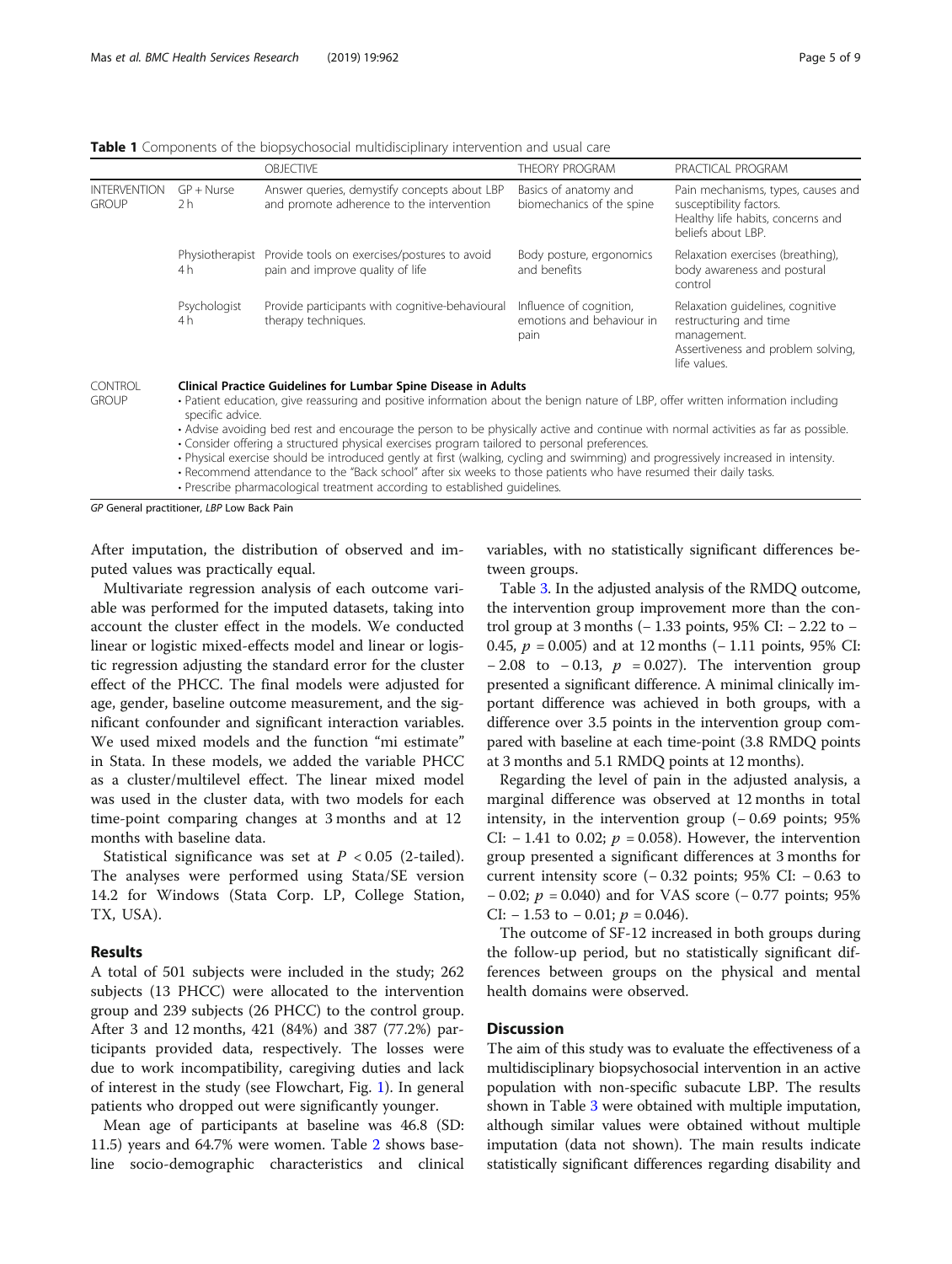**Table 1** Components of the biopsychosocial multidisciplinary intervention and usual care

| | | OBJECTIVE | THEORY PROGRAM | PRACTICAL PROGRAM |
|---|---|---|---|---|
| INTERVENTION GROUP | GP + Nurse 2 h | Answer queries, demystify concepts about LBP and promote adherence to the intervention | Basics of anatomy and biomechanics of the spine | Pain mechanisms, types, causes and susceptibility factors. Healthy life habits, concerns and beliefs about LBP. |
| | Physiotherapist 4 h | Provide tools on exercises/postures to avoid pain and improve quality of life | Body posture, ergonomics and benefits | Relaxation exercises (breathing), body awareness and postural control |
| | Psychologist 4 h | Provide participants with cognitive-behavioural therapy techniques. | Influence of cognition, emotions and behaviour in pain | Relaxation guidelines, cognitive restructuring and time management. Assertiveness and problem solving, life values. |
| CONTROL GROUP | **Clinical Practice Guidelines for Lumbar Spine Disease in Adults**<br>• Patient education, give reassuring and positive information about the benign nature of LBP, offer written information including specific advice.<br>• Advise avoiding bed rest and encourage the person to be physically active and continue with normal activities as far as possible.<br>• Consider offering a structured physical exercises program tailored to personal preferences.<br>• Physical exercise should be introduced gently at first (walking, cycling and swimming) and progressively increased in intensity.<br>• Recommend attendance to the "Back school" after six weeks to those patients who have resumed their daily tasks.<br>• Prescribe pharmacological treatment according to established guidelines. | | | |

*GP* General practitioner, *LBP* Low Back Pain

After imputation, the distribution of observed and imputed values was practically equal.

Multivariate regression analysis of each outcome variable was performed for the imputed datasets, taking into account the cluster effect in the models. We conducted linear or logistic mixed-effects model and linear or logistic regression adjusting the standard error for the cluster effect of the PHCC. The final models were adjusted for age, gender, baseline outcome measurement, and the significant confounder and significant interaction variables. We used mixed models and the function "mi estimate" in Stata. In these models, we added the variable PHCC as a cluster/multilevel effect. The linear mixed model was used in the cluster data, with two models for each time-point comparing changes at 3 months and at 12 months with baseline data.

Statistical significance was set at $P < 0.05$ (2-tailed). The analyses were performed using Stata/SE version 14.2 for Windows (Stata Corp. LP, College Station, TX, USA).

## Results

A total of 501 subjects were included in the study; 262 subjects (13 PHCC) were allocated to the intervention group and 239 subjects (26 PHCC) to the control group. After 3 and 12 months, 421 (84%) and 387 (77.2%) participants provided data, respectively. The losses were due to work incompatibility, caregiving duties and lack of interest in the study (see Flowchart, Fig. 1). In general patients who dropped out were significantly younger.

Mean age of participants at baseline was 46.8 (SD: 11.5) years and 64.7% were women. Table 2 shows baseline socio-demographic characteristics and clinical variables, with no statistically significant differences between groups.

Table 3. In the adjusted analysis of the RMDQ outcome, the intervention group improvement more than the control group at 3 months (− 1.33 points, 95% CI: − 2.22 to − 0.45, $p = 0.005$) and at 12 months (− 1.11 points, 95% CI: − 2.08 to − 0.13, $p = 0.027$). The intervention group presented a significant difference. A minimal clinically important difference was achieved in both groups, with a difference over 3.5 points in the intervention group compared with baseline at each time-point (3.8 RMDQ points at 3 months and 5.1 RMDQ points at 12 months).

Regarding the level of pain in the adjusted analysis, a marginal difference was observed at 12 months in total intensity, in the intervention group (− 0.69 points; 95% CI: − 1.41 to 0.02; $p = 0.058$). However, the intervention group presented a significant differences at 3 months for current intensity score (− 0.32 points; 95% CI: − 0.63 to − 0.02; $p = 0.040$) and for VAS score (− 0.77 points; 95% CI: − 1.53 to − 0.01; $p = 0.046$).

The outcome of SF-12 increased in both groups during the follow-up period, but no statistically significant differences between groups on the physical and mental health domains were observed.

## Discussion

The aim of this study was to evaluate the effectiveness of a multidisciplinary biopsychosocial intervention in an active population with non-specific subacute LBP. The results shown in Table 3 were obtained with multiple imputation, although similar values were obtained without multiple imputation (data not shown). The main results indicate statistically significant differences regarding disability and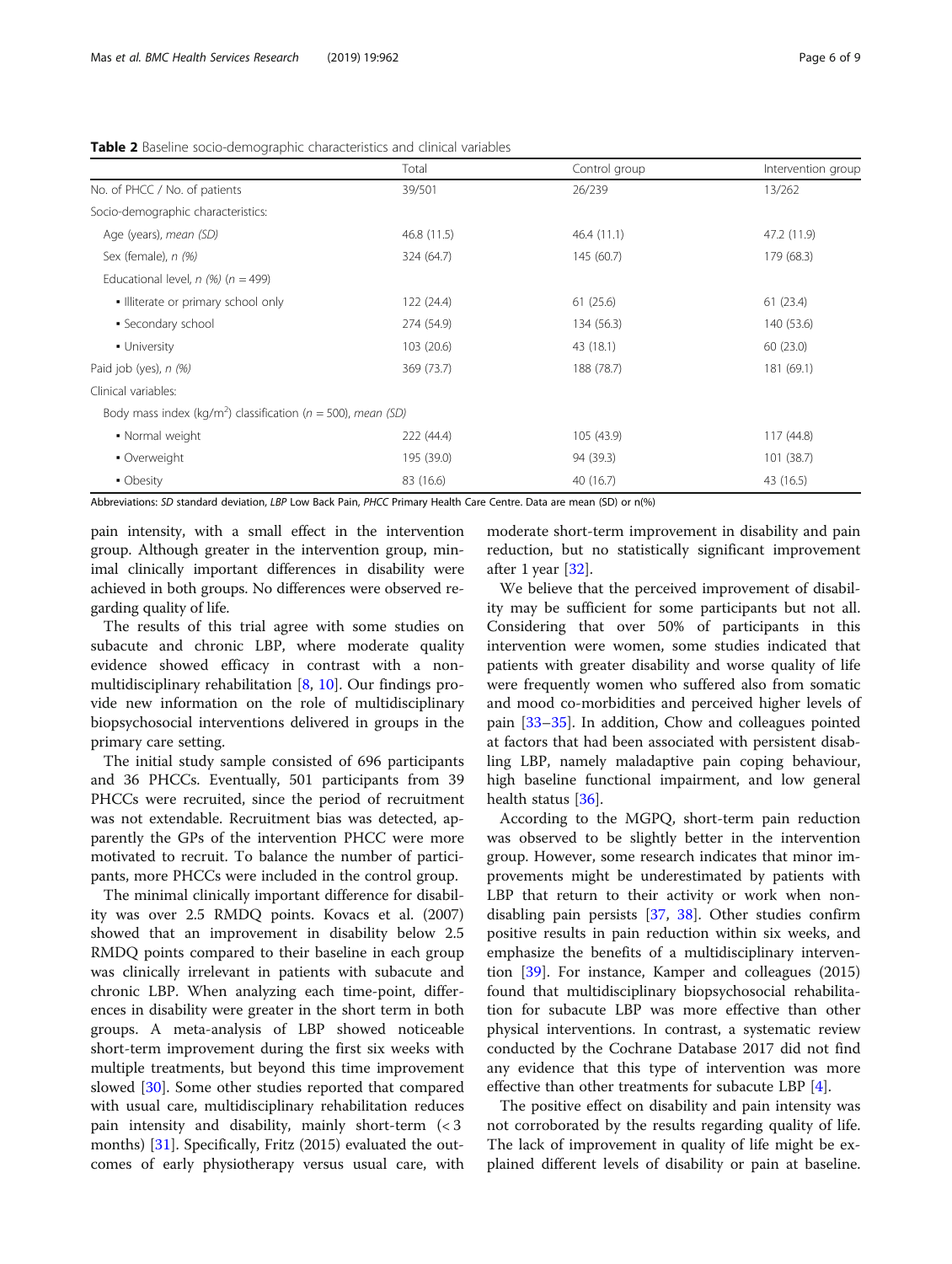**Table 2** Baseline socio-demographic characteristics and clinical variables

| | Total | Control group | Intervention group |
|---|---|---|---|
| No. of PHCC / No. of patients | 39/501 | 26/239 | 13/262 |
| Socio-demographic characteristics: | | | |
| Age (years), *mean (SD)* | 46.8 (11.5) | 46.4 (11.1) | 47.2 (11.9) |
| Sex (female), *n (%)* | 324 (64.7) | 145 (60.7) | 179 (68.3) |
| Educational level, *n (%)* (*n* = 499) | | | |
| ▪ Illiterate or primary school only | 122 (24.4) | 61 (25.6) | 61 (23.4) |
| ▪ Secondary school | 274 (54.9) | 134 (56.3) | 140 (53.6) |
| ▪ University | 103 (20.6) | 43 (18.1) | 60 (23.0) |
| Paid job (yes), *n (%)* | 369 (73.7) | 188 (78.7) | 181 (69.1) |
| Clinical variables: | | | |
| Body mass index (kg/m$^2$) classification (*n* = 500), *mean (SD)* | | | |
| ▪ Normal weight | 222 (44.4) | 105 (43.9) | 117 (44.8) |
| ▪ Overweight | 195 (39.0) | 94 (39.3) | 101 (38.7) |
| ▪ Obesity | 83 (16.6) | 40 (16.7) | 43 (16.5) |

Abbreviations: *SD* standard deviation, *LBP* Low Back Pain, *PHCC* Primary Health Care Centre. Data are mean (SD) or n(%)

pain intensity, with a small effect in the intervention group. Although greater in the intervention group, minimal clinically important differences in disability were achieved in both groups. No differences were observed regarding quality of life.

The results of this trial agree with some studies on subacute and chronic LBP, where moderate quality evidence showed efficacy in contrast with a non-multidisciplinary rehabilitation [8, 10]. Our findings provide new information on the role of multidisciplinary biopsychosocial interventions delivered in groups in the primary care setting.

The initial study sample consisted of 696 participants and 36 PHCCs. Eventually, 501 participants from 39 PHCCs were recruited, since the period of recruitment was not extendable. Recruitment bias was detected, apparently the GPs of the intervention PHCC were more motivated to recruit. To balance the number of participants, more PHCCs were included in the control group.

The minimal clinically important difference for disability was over 2.5 RMDQ points. Kovacs et al. (2007) showed that an improvement in disability below 2.5 RMDQ points compared to their baseline in each group was clinically irrelevant in patients with subacute and chronic LBP. When analyzing each time-point, differences in disability were greater in the short term in both groups. A meta-analysis of LBP showed noticeable short-term improvement during the first six weeks with multiple treatments, but beyond this time improvement slowed [30]. Some other studies reported that compared with usual care, multidisciplinary rehabilitation reduces pain intensity and disability, mainly short-term (< 3 months) [31]. Specifically, Fritz (2015) evaluated the outcomes of early physiotherapy versus usual care, with moderate short-term improvement in disability and pain reduction, but no statistically significant improvement after 1 year [32].

We believe that the perceived improvement of disability may be sufficient for some participants but not all. Considering that over 50% of participants in this intervention were women, some studies indicated that patients with greater disability and worse quality of life were frequently women who suffered also from somatic and mood co-morbidities and perceived higher levels of pain [33–35]. In addition, Chow and colleagues pointed at factors that had been associated with persistent disabling LBP, namely maladaptive pain coping behaviour, high baseline functional impairment, and low general health status [36].

According to the MGPQ, short-term pain reduction was observed to be slightly better in the intervention group. However, some research indicates that minor improvements might be underestimated by patients with LBP that return to their activity or work when non-disabling pain persists [37, 38]. Other studies confirm positive results in pain reduction within six weeks, and emphasize the benefits of a multidisciplinary intervention [39]. For instance, Kamper and colleagues (2015) found that multidisciplinary biopsychosocial rehabilitation for subacute LBP was more effective than other physical interventions. In contrast, a systematic review conducted by the Cochrane Database 2017 did not find any evidence that this type of intervention was more effective than other treatments for subacute LBP [4].

The positive effect on disability and pain intensity was not corroborated by the results regarding quality of life. The lack of improvement in quality of life might be explained different levels of disability or pain at baseline.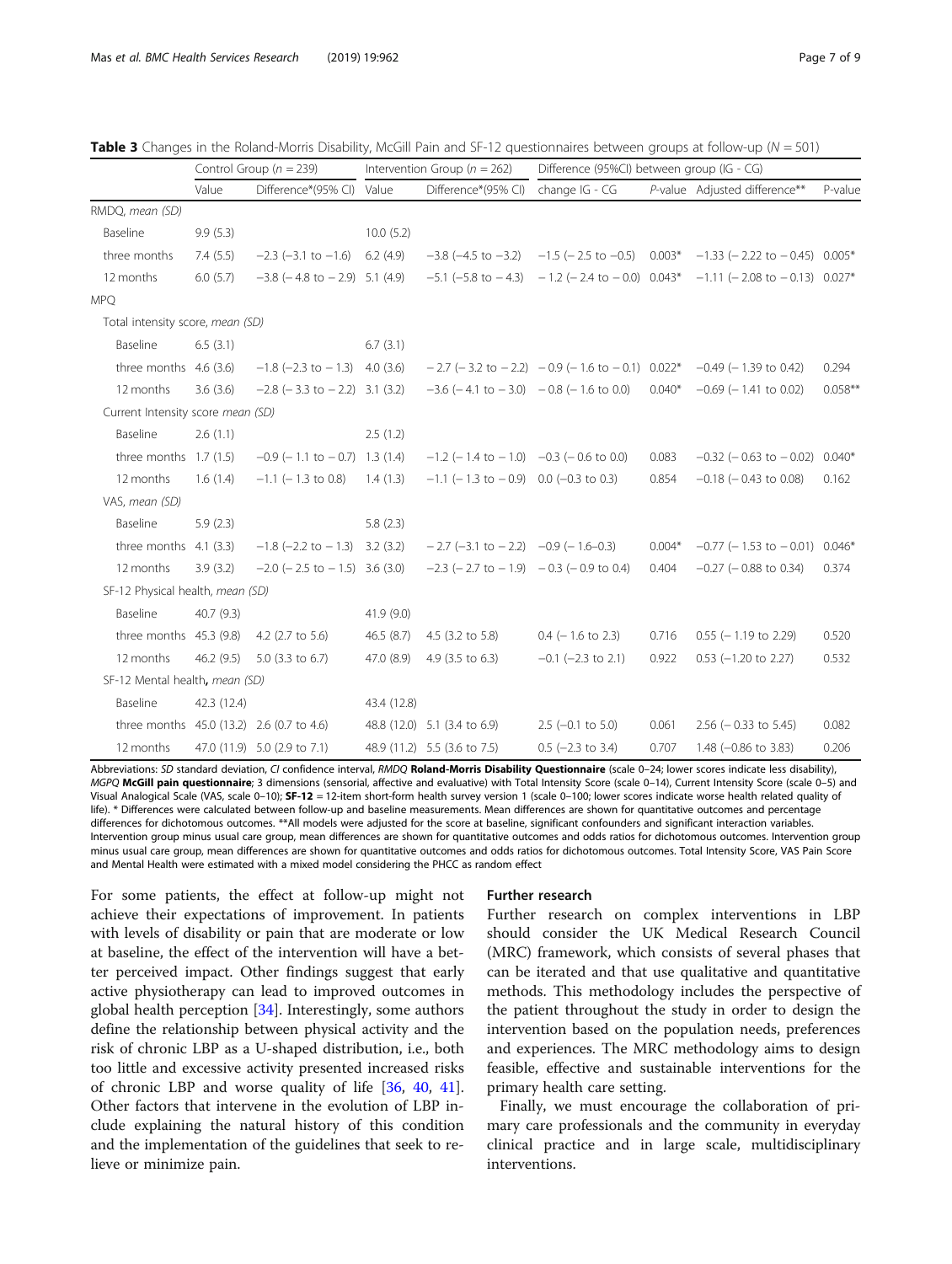**Table 3** Changes in the Roland-Morris Disability, McGill Pain and SF-12 questionnaires between groups at follow-up (N = 501)

| | Control Group (n = 239) | | Intervention Group (n = 262) | | Difference (95%CI) between group (IG - CG) | | | |
|---|---|---|---|---|---|---|---|---|
| | Value | Difference*(95% CI) | Value | Difference*(95% CI) | change IG - CG | P-value | Adjusted difference** | P-value |
| RMDQ, mean (SD) | | | | | | | | |
| Baseline | 9.9 (5.3) | | 10.0 (5.2) | | | | | |
| three months | 7.4 (5.5) | −2.3 (−3.1 to −1.6) | 6.2 (4.9) | −3.8 (−4.5 to −3.2) | −1.5 (− 2.5 to −0.5) | 0.003* | −1.33 (− 2.22 to − 0.45) | 0.005* |
| 12 months | 6.0 (5.7) | −3.8 (− 4.8 to − 2.9) | 5.1 (4.9) | −5.1 (−5.8 to − 4.3) | − 1.2 (− 2.4 to − 0.0) | 0.043* | −1.11 (− 2.08 to − 0.13) | 0.027* |
| MPQ | | | | | | | | |
| Total intensity score, mean (SD) | | | | | | | | |
| Baseline | 6.5 (3.1) | | 6.7 (3.1) | | | | | |
| three months | 4.6 (3.6) | −1.8 (−2.3 to − 1.3) | 4.0 (3.6) | − 2.7 (− 3.2 to − 2.2) | − 0.9 (− 1.6 to − 0.1) | 0.022* | −0.49 (− 1.39 to 0.42) | 0.294 |
| 12 months | 3.6 (3.6) | −2.8 (− 3.3 to − 2.2) | 3.1 (3.2) | −3.6 (− 4.1 to − 3.0) | − 0.8 (− 1.6 to 0.0) | 0.040* | −0.69 (− 1.41 to 0.02) | 0.058** |
| Current Intensity score mean (SD) | | | | | | | | |
| Baseline | 2.6 (1.1) | | 2.5 (1.2) | | | | | |
| three months | 1.7 (1.5) | −0.9 (− 1.1 to − 0.7) | 1.3 (1.4) | −1.2 (− 1.4 to − 1.0) | −0.3 (− 0.6 to 0.0) | 0.083 | −0.32 (− 0.63 to − 0.02) | 0.040* |
| 12 months | 1.6 (1.4) | −1.1 (− 1.3 to 0.8) | 1.4 (1.3) | −1.1 (− 1.3 to − 0.9) | 0.0 (−0.3 to 0.3) | 0.854 | −0.18 (− 0.43 to 0.08) | 0.162 |
| VAS, mean (SD) | | | | | | | | |
| Baseline | 5.9 (2.3) | | 5.8 (2.3) | | | | | |
| three months | 4.1 (3.3) | −1.8 (−2.2 to − 1.3) | 3.2 (3.2) | − 2.7 (−3.1 to − 2.2) | −0.9 (− 1.6–0.3) | 0.004* | −0.77 (− 1.53 to − 0.01) | 0.046* |
| 12 months | 3.9 (3.2) | −2.0 (− 2.5 to − 1.5) | 3.6 (3.0) | −2.3 (− 2.7 to − 1.9) | − 0.3 (− 0.9 to 0.4) | 0.404 | −0.27 (− 0.88 to 0.34) | 0.374 |
| SF-12 Physical health, mean (SD) | | | | | | | | |
| Baseline | 40.7 (9.3) | | 41.9 (9.0) | | | | | |
| three months | 45.3 (9.8) | 4.2 (2.7 to 5.6) | 46.5 (8.7) | 4.5 (3.2 to 5.8) | 0.4 (− 1.6 to 2.3) | 0.716 | 0.55 (− 1.19 to 2.29) | 0.520 |
| 12 months | 46.2 (9.5) | 5.0 (3.3 to 6.7) | 47.0 (8.9) | 4.9 (3.5 to 6.3) | −0.1 (−2.3 to 2.1) | 0.922 | 0.53 (−1.20 to 2.27) | 0.532 |
| SF-12 Mental health, mean (SD) | | | | | | | | |
| Baseline | 42.3 (12.4) | | 43.4 (12.8) | | | | | |
| three months | 45.0 (13.2) | 2.6 (0.7 to 4.6) | 48.8 (12.0) | 5.1 (3.4 to 6.9) | 2.5 (−0.1 to 5.0) | 0.061 | 2.56 (− 0.33 to 5.45) | 0.082 |
| 12 months | 47.0 (11.9) | 5.0 (2.9 to 7.1) | 48.9 (11.2) | 5.5 (3.6 to 7.5) | 0.5 (−2.3 to 3.4) | 0.707 | 1.48 (−0.86 to 3.83) | 0.206 |

Abbreviations: *SD* standard deviation, *CI* confidence interval, *RMDQ* **Roland-Morris Disability Questionnaire** (scale 0–24; lower scores indicate less disability), *MGPQ* **McGill pain questionnaire**; 3 dimensions (sensorial, affective and evaluative) with Total Intensity Score (scale 0–14), Current Intensity Score (scale 0–5) and Visual Analogical Scale (VAS, scale 0–10); **SF-12** = 12-item short-form health survey version 1 (scale 0–100; lower scores indicate worse health related quality of life). * Differences were calculated between follow-up and baseline measurements. Mean differences are shown for quantitative outcomes and percentage differences for dichotomous outcomes. **All models were adjusted for the score at baseline, significant confounders and significant interaction variables. Intervention group minus usual care group, mean differences are shown for quantitative outcomes and odds ratios for dichotomous outcomes. Intervention group minus usual care group, mean differences are shown for quantitative outcomes and odds ratios for dichotomous outcomes. Total Intensity Score, VAS Pain Score and Mental Health were estimated with a mixed model considering the PHCC as random effect

For some patients, the effect at follow-up might not achieve their expectations of improvement. In patients with levels of disability or pain that are moderate or low at baseline, the effect of the intervention will have a better perceived impact. Other findings suggest that early active physiotherapy can lead to improved outcomes in global health perception [34]. Interestingly, some authors define the relationship between physical activity and the risk of chronic LBP as a U-shaped distribution, i.e., both too little and excessive activity presented increased risks of chronic LBP and worse quality of life [36, 40, 41]. Other factors that intervene in the evolution of LBP include explaining the natural history of this condition and the implementation of the guidelines that seek to relieve or minimize pain.

## Further research

Further research on complex interventions in LBP should consider the UK Medical Research Council (MRC) framework, which consists of several phases that can be iterated and that use qualitative and quantitative methods. This methodology includes the perspective of the patient throughout the study in order to design the intervention based on the population needs, preferences and experiences. The MRC methodology aims to design feasible, effective and sustainable interventions for the primary health care setting.

Finally, we must encourage the collaboration of primary care professionals and the community in everyday clinical practice and in large scale, multidisciplinary interventions.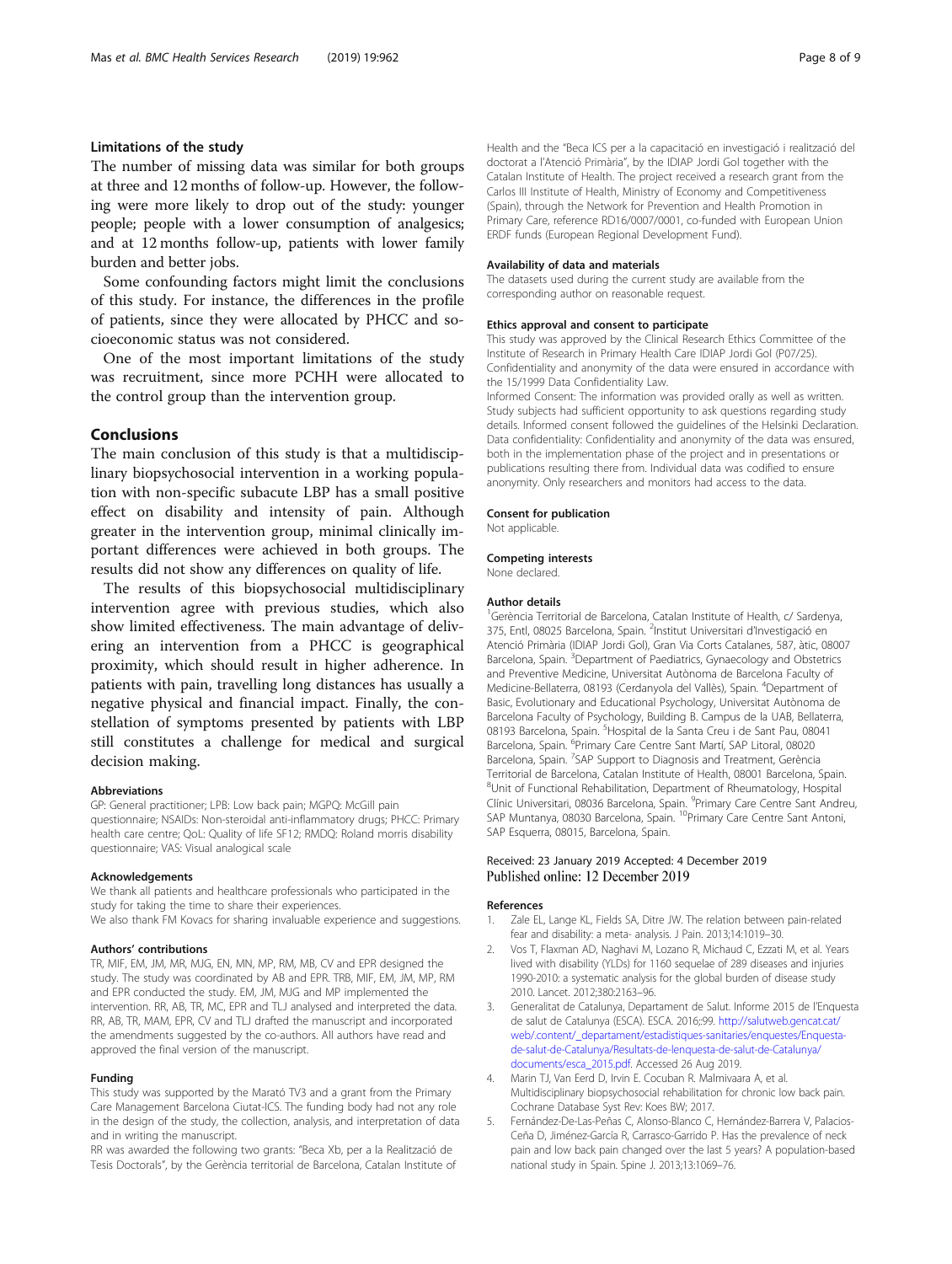### Limitations of the study

The number of missing data was similar for both groups at three and 12 months of follow-up. However, the following were more likely to drop out of the study: younger people; people with a lower consumption of analgesics; and at 12 months follow-up, patients with lower family burden and better jobs.

Some confounding factors might limit the conclusions of this study. For instance, the differences in the profile of patients, since they were allocated by PHCC and socioeconomic status was not considered.

One of the most important limitations of the study was recruitment, since more PCHH were allocated to the control group than the intervention group.

## Conclusions

The main conclusion of this study is that a multidisciplinary biopsychosocial intervention in a working population with non-specific subacute LBP has a small positive effect on disability and intensity of pain. Although greater in the intervention group, minimal clinically important differences were achieved in both groups. The results did not show any differences on quality of life.

The results of this biopsychosocial multidisciplinary intervention agree with previous studies, which also show limited effectiveness. The main advantage of delivering an intervention from a PHCC is geographical proximity, which should result in higher adherence. In patients with pain, travelling long distances has usually a negative physical and financial impact. Finally, the constellation of symptoms presented by patients with LBP still constitutes a challenge for medical and surgical decision making.

#### Abbreviations

GP: General practitioner; LPB: Low back pain; MGPQ: McGill pain questionnaire; NSAIDs: Non-steroidal anti-inflammatory drugs; PHCC: Primary health care centre; QoL: Quality of life SF12; RMDQ: Roland morris disability questionnaire; VAS: Visual analogical scale

#### Acknowledgements

We thank all patients and healthcare professionals who participated in the study for taking the time to share their experiences.

We also thank FM Kovacs for sharing invaluable experience and suggestions.

#### Authors' contributions

TR, MIF, EM, JM, MR, MJG, EN, MN, MP, RM, MB, CV and EPR designed the study. The study was coordinated by AB and EPR. TRB, MIF, EM, JM, MP, RM and EPR conducted the study. EM, JM, MJG and MP implemented the intervention. RR, AB, TR, MC, EPR and TLJ analysed and interpreted the data. RR, AB, TR, MAM, EPR, CV and TLJ drafted the manuscript and incorporated the amendments suggested by the co-authors. All authors have read and approved the final version of the manuscript.

#### Funding

This study was supported by the Marató TV3 and a grant from the Primary Care Management Barcelona Ciutat-ICS. The funding body had not any role in the design of the study, the collection, analysis, and interpretation of data and in writing the manuscript.

RR was awarded the following two grants: "Beca Xb, per a la Realització de Tesis Doctorals", by the Gerència territorial de Barcelona, Catalan Institute of Health and the "Beca ICS per a la capacitació en investigació i realització del doctorat a l'Atenció Primària", by the IDIAP Jordi Gol together with the Catalan Institute of Health. The project received a research grant from the Carlos III Institute of Health, Ministry of Economy and Competitiveness (Spain), through the Network for Prevention and Health Promotion in Primary Care, reference RD16/0007/0001, co-funded with European Union ERDF funds (European Regional Development Fund).

#### Availability of data and materials

The datasets used during the current study are available from the corresponding author on reasonable request.

#### Ethics approval and consent to participate

This study was approved by the Clinical Research Ethics Committee of the Institute of Research in Primary Health Care IDIAP Jordi Gol (P07/25). Confidentiality and anonymity of the data were ensured in accordance with the 15/1999 Data Confidentiality Law.

Informed Consent: The information was provided orally as well as written. Study subjects had sufficient opportunity to ask questions regarding study details. Informed consent followed the guidelines of the Helsinki Declaration. Data confidentiality: Confidentiality and anonymity of the data was ensured, both in the implementation phase of the project and in presentations or publications resulting there from. Individual data was codified to ensure anonymity. Only researchers and monitors had access to the data.

#### Consent for publication

Not applicable.

#### Competing interests

None declared.

#### Author details

[1]Gerència Territorial de Barcelona, Catalan Institute of Health, c/ Sardenya, 375, Entl, 08025 Barcelona, Spain. [2]Institut Universitari d'Investigació en Atenció Primària (IDIAP Jordi Gol), Gran Via Corts Catalanes, 587, àtic, 08007 Barcelona, Spain. [3]Department of Paediatrics, Gynaecology and Obstetrics and Preventive Medicine, Universitat Autònoma de Barcelona Faculty of Medicine-Bellaterra, 08193 (Cerdanyola del Vallès), Spain. [4]Department of Basic, Evolutionary and Educational Psychology, Universitat Autònoma de Barcelona Faculty of Psychology, Building B. Campus de la UAB, Bellaterra, 08193 Barcelona, Spain. [5]Hospital de la Santa Creu i de Sant Pau, 08041 Barcelona, Spain. [6]Primary Care Centre Sant Martí, SAP Litoral, 08020 Barcelona, Spain. [7]SAP Support to Diagnosis and Treatment, Gerència Territorial de Barcelona, Catalan Institute of Health, 08001 Barcelona, Spain. [8]Unit of Functional Rehabilitation, Department of Rheumatology, Hospital Clínic Universitari, 08036 Barcelona, Spain. [9]Primary Care Centre Sant Andreu, SAP Muntanya, 08030 Barcelona, Spain. [10]Primary Care Centre Sant Antoni, SAP Esquerra, 08015, Barcelona, Spain.

Received: 23 January 2019 Accepted: 4 December 2019
Published online: 12 December 2019

#### References

1. Zale EL, Lange KL, Fields SA, Ditre JW. The relation between pain-related fear and disability: a meta- analysis. J Pain. 2013;14:1019–30.
2. Vos T, Flaxman AD, Naghavi M, Lozano R, Michaud C, Ezzati M, et al. Years lived with disability (YLDs) for 1160 sequelae of 289 diseases and injuries 1990-2010: a systematic analysis for the global burden of disease study 2010. Lancet. 2012;380:2163–96.
3. Generalitat de Catalunya, Departament de Salut. Informe 2015 de l'Enquesta de salut de Catalunya (ESCA). ESCA. 2016;:99. http://salutweb.gencat.cat/web/.content/_departament/estadistiques-sanitaries/enquestes/Enquesta-de-salut-de-Catalunya/Resultats-de-lenquesta-de-salut-de-Catalunya/documents/esca_2015.pdf. Accessed 26 Aug 2019.
4. Marin TJ, Van Eerd D, Irvin E. Cocuban R. Malmivaara A, et al. Multidisciplinary biopsychosocial rehabilitation for chronic low back pain. Cochrane Database Syst Rev: Koes BW; 2017.
5. Fernández-De-Las-Peñas C, Alonso-Blanco C, Hernández-Barrera V, Palacios-Ceña D, Jiménez-García R, Carrasco-Garrido P. Has the prevalence of neck pain and low back pain changed over the last 5 years? A population-based national study in Spain. Spine J. 2013;13:1069–76.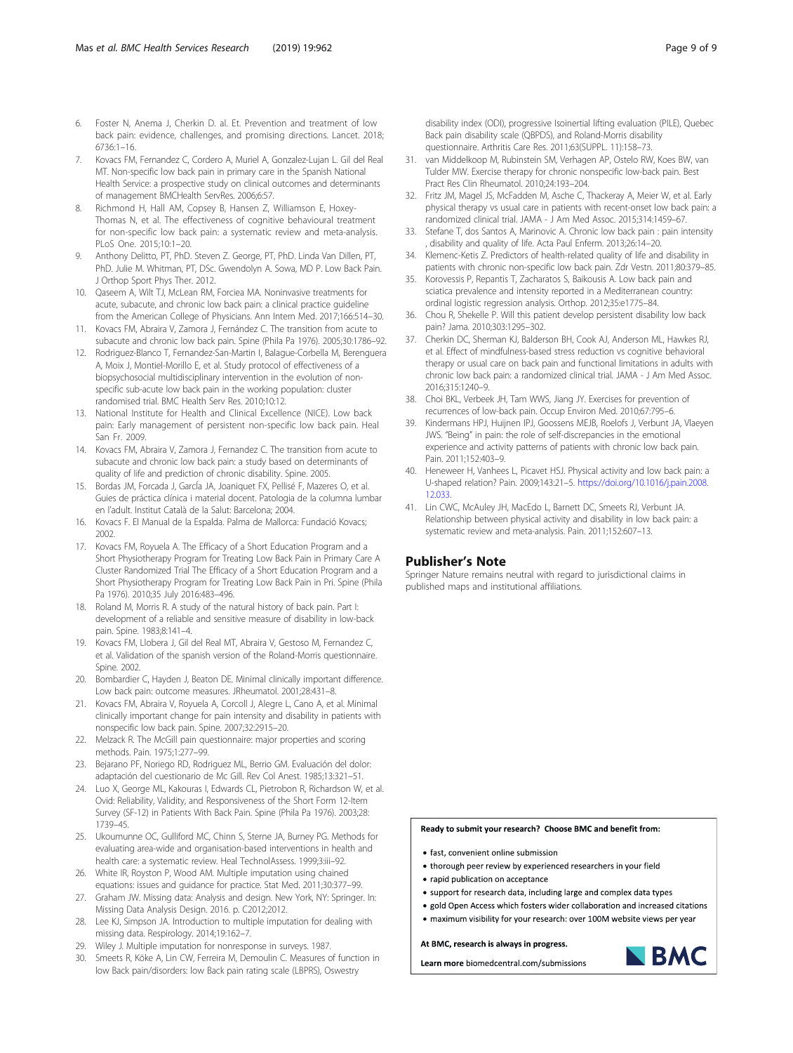6. Foster N, Anema J, Cherkin D. al. Et. Prevention and treatment of low back pain: evidence, challenges, and promising directions. Lancet. 2018; 6736:1–16.
7. Kovacs FM, Fernandez C, Cordero A, Muriel A, Gonzalez-Lujan L. Gil del Real MT. Non-specific low back pain in primary care in the Spanish National Health Service: a prospective study on clinical outcomes and determinants of management BMCHealth ServRes. 2006;6:57.
8. Richmond H, Hall AM, Copsey B, Hansen Z, Williamson E, Hoxey-Thomas N, et al. The effectiveness of cognitive behavioural treatment for non-specific low back pain: a systematic review and meta-analysis. PLoS One. 2015;10:1–20.
9. Anthony Delitto, PT, PhD. Steven Z. George, PT, PhD. Linda Van Dillen, PT, PhD. Julie M. Whitman, PT, DSc. Gwendolyn A. Sowa, MD P. Low Back Pain. J Orthop Sport Phys Ther. 2012.
10. Qaseem A, Wilt TJ, McLean RM, Forciea MA. Noninvasive treatments for acute, subacute, and chronic low back pain: a clinical practice guideline from the American College of Physicians. Ann Intern Med. 2017;166:514–30.
11. Kovacs FM, Abraira V, Zamora J, Fernández C. The transition from acute to subacute and chronic low back pain. Spine (Phila Pa 1976). 2005;30:1786–92.
12. Rodriguez-Blanco T, Fernandez-San-Martin I, Balague-Corbella M, Berenguera A, Moix J, Montiel-Morillo E, et al. Study protocol of effectiveness of a biopsychosocial multidisciplinary intervention in the evolution of non-specific sub-acute low back pain in the working population: cluster randomised trial. BMC Health Serv Res. 2010;10:12.
13. National Institute for Health and Clinical Excellence (NICE). Low back pain: Early management of persistent non-specific low back pain. Heal San Fr. 2009.
14. Kovacs FM, Abraira V, Zamora J, Fernandez C. The transition from acute to subacute and chronic low back pain: a study based on determinants of quality of life and prediction of chronic disability. Spine. 2005.
15. Bordas JM, Forcada J, García JA, Joaniquet FX, Pellisé F, Mazeres O, et al. Guies de práctica clínica i material docent. Patologia de la columna lumbar en l'adult. Institut Català de la Salut: Barcelona; 2004.
16. Kovacs F. El Manual de la Espalda. Palma de Mallorca: Fundació Kovacs; 2002.
17. Kovacs FM, Royuela A. The Efficacy of a Short Education Program and a Short Physiotherapy Program for Treating Low Back Pain in Primary Care A Cluster Randomized Trial The Efficacy of a Short Education Program and a Short Physiotherapy Program for Treating Low Back Pain in Pri. Spine (Phila Pa 1976). 2010;35 July 2016:483–496.
18. Roland M, Morris R. A study of the natural history of back pain. Part I: development of a reliable and sensitive measure of disability in low-back pain. Spine. 1983;8:141–4.
19. Kovacs FM, Llobera J, Gil del Real MT, Abraira V, Gestoso M, Fernandez C, et al. Validation of the spanish version of the Roland-Morris questionnaire. Spine. 2002.
20. Bombardier C, Hayden J, Beaton DE. Minimal clinically important difference. Low back pain: outcome measures. JRheumatol. 2001;28:431–8.
21. Kovacs FM, Abraira V, Royuela A, Corcoll J, Alegre L, Cano A, et al. Minimal clinically important change for pain intensity and disability in patients with nonspecific low back pain. Spine. 2007;32:2915–20.
22. Melzack R. The McGill pain questionnaire: major properties and scoring methods. Pain. 1975;1:277–99.
23. Bejarano PF, Noriego RD, Rodriguez ML, Berrio GM. Evaluación del dolor: adaptación del cuestionario de Mc Gill. Rev Col Anest. 1985;13:321–51.
24. Luo X, George ML, Kakouras I, Edwards CL, Pietrobon R, Richardson W, et al. Ovid: Reliability, Validity, and Responsiveness of the Short Form 12-Item Survey (SF-12) in Patients With Back Pain. Spine (Phila Pa 1976). 2003;28: 1739–45.
25. Ukoumunne OC, Gulliford MC, Chinn S, Sterne JA, Burney PG. Methods for evaluating area-wide and organisation-based interventions in health and health care: a systematic review. Heal TechnolAssess. 1999;3:iii–92.
26. White IR, Royston P, Wood AM. Multiple imputation using chained equations: issues and guidance for practice. Stat Med. 2011;30:377–99.
27. Graham JW. Missing data: Analysis and design. New York, NY: Springer. In: Missing Data Analysis Design. 2016. p. C2012;2012.
28. Lee KJ, Simpson JA. Introduction to multiple imputation for dealing with missing data. Respirology. 2014;19:162–7.
29. Wiley J. Multiple imputation for nonresponse in surveys. 1987.
30. Smeets R, Köke A, Lin CW, Ferreira M, Demoulin C. Measures of function in low Back pain/disorders: low Back pain rating scale (LBPRS), Oswestry disability index (ODI), progressive Isoinertial lifting evaluation (PILE), Quebec Back pain disability scale (QBPDS), and Roland-Morris disability questionnaire. Arthritis Care Res. 2011;63(SUPPL. 11):158–73.
31. van Middelkoop M, Rubinstein SM, Verhagen AP, Ostelo RW, Koes BW, van Tulder MW. Exercise therapy for chronic nonspecific low-back pain. Best Pract Res Clin Rheumatol. 2010;24:193–204.
32. Fritz JM, Magel JS, McFadden M, Asche C, Thackeray A, Meier W, et al. Early physical therapy vs usual care in patients with recent-onset low back pain: a randomized clinical trial. JAMA - J Am Med Assoc. 2015;314:1459–67.
33. Stefane T, dos Santos A, Marinovic A. Chronic low back pain : pain intensity , disability and quality of life. Acta Paul Enferm. 2013;26:14–20.
34. Klemenc-Ketis Z. Predictors of health-related quality of life and disability in patients with chronic non-specific low back pain. Zdr Vestn. 2011;80:379–85.
35. Korovessis P, Repantis T, Zacharatos S, Baikousis A. Low back pain and sciatica prevalence and intensity reported in a Mediterranean country: ordinal logistic regression analysis. Orthop. 2012;35:e1775–84.
36. Chou R, Shekelle P. Will this patient develop persistent disability low back pain? Jama. 2010;303:1295–302.
37. Cherkin DC, Sherman KJ, Balderson BH, Cook AJ, Anderson ML, Hawkes RJ, et al. Effect of mindfulness-based stress reduction vs cognitive behavioral therapy or usual care on back pain and functional limitations in adults with chronic low back pain: a randomized clinical trial. JAMA - J Am Med Assoc. 2016;315:1240–9.
38. Choi BKL, Verbeek JH, Tam WWS, Jiang JY. Exercises for prevention of recurrences of low-back pain. Occup Environ Med. 2010;67:795–6.
39. Kindermans HPJ, Huijnen IPJ, Goossens MEJB, Roelofs J, Verbunt JA, Vlaeyen JWS. "Being" in pain: the role of self-discrepancies in the emotional experience and activity patterns of patients with chronic low back pain. Pain. 2011;152:403–9.
40. Heneweer H, Vanhees L, Picavet HSJ. Physical activity and low back pain: a U-shaped relation? Pain. 2009;143:21–5. https://doi.org/10.1016/j.pain.2008.12.033.
41. Lin CWC, McAuley JH, MacEdo L, Barnett DC, Smeets RJ, Verbunt JA. Relationship between physical activity and disability in low back pain: a systematic review and meta-analysis. Pain. 2011;152:607–13.

## Publisher's Note

Springer Nature remains neutral with regard to jurisdictional claims in published maps and institutional affiliations.

**Ready to submit your research? Choose BMC and benefit from:**

- fast, convenient online submission
- thorough peer review by experienced researchers in your field
- rapid publication on acceptance
- support for research data, including large and complex data types
- gold Open Access which fosters wider collaboration and increased citations
- maximum visibility for your research: over 100M website views per year

**At BMC, research is always in progress.**

**Learn more** biomedcentral.com/submissions

BMC